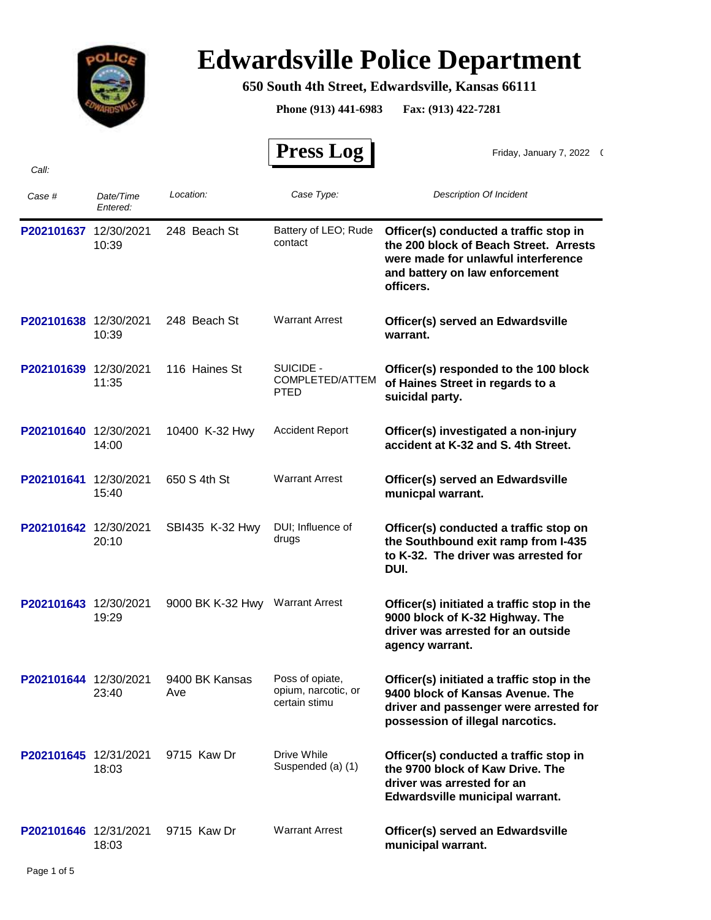# Edwardsville Police Department

**650 South 4th Street, Edwardsville, Kansas 66111**

**Phone (913) 441-6983 Fax: (913) 422-7281**

## Press Log

Friday, January 7, 2022

*Call:*

| *Case #* | *Date/Time Entered:* | *Location:* | *Case Type:* | *Description Of Incident* |
|---|---|---|---|---|
| P202101637 | 12/30/2021 10:39 | 248 Beach St | Battery of LEO; Rude contact | **Officer(s) conducted a traffic stop in the 200 block of Beach Street. Arrests were made for unlawful interference and battery on law enforcement officers.** |
| P202101638 | 12/30/2021 10:39 | 248 Beach St | Warrant Arrest | **Officer(s) served an Edwardsville warrant.** |
| P202101639 | 12/30/2021 11:35 | 116 Haines St | SUICIDE - COMPLETED/ATTEMPTED | **Officer(s) responded to the 100 block of Haines Street in regards to a suicidal party.** |
| P202101640 | 12/30/2021 14:00 | 10400 K-32 Hwy | Accident Report | **Officer(s) investigated a non-injury accident at K-32 and S. 4th Street.** |
| P202101641 | 12/30/2021 15:40 | 650 S 4th St | Warrant Arrest | **Officer(s) served an Edwardsville municpal warrant.** |
| P202101642 | 12/30/2021 20:10 | SBI435 K-32 Hwy | DUI; Influence of drugs | **Officer(s) conducted a traffic stop on the Southbound exit ramp from I-435 to K-32. The driver was arrested for DUI.** |
| P202101643 | 12/30/2021 19:29 | 9000 BK K-32 Hwy | Warrant Arrest | **Officer(s) initiated a traffic stop in the 9000 block of K-32 Highway. The driver was arrested for an outside agency warrant.** |
| P202101644 | 12/30/2021 23:40 | 9400 BK Kansas Ave | Poss of opiate, opium, narcotic, or certain stimu | **Officer(s) initiated a traffic stop in the 9400 block of Kansas Avenue. The driver and passenger were arrested for possession of illegal narcotics.** |
| P202101645 | 12/31/2021 18:03 | 9715 Kaw Dr | Drive While Suspended (a) (1) | **Officer(s) conducted a traffic stop in the 9700 block of Kaw Drive. The driver was arrested for an Edwardsville municipal warrant.** |
| P202101646 | 12/31/2021 18:03 | 9715 Kaw Dr | Warrant Arrest | **Officer(s) served an Edwardsville municipal warrant.** |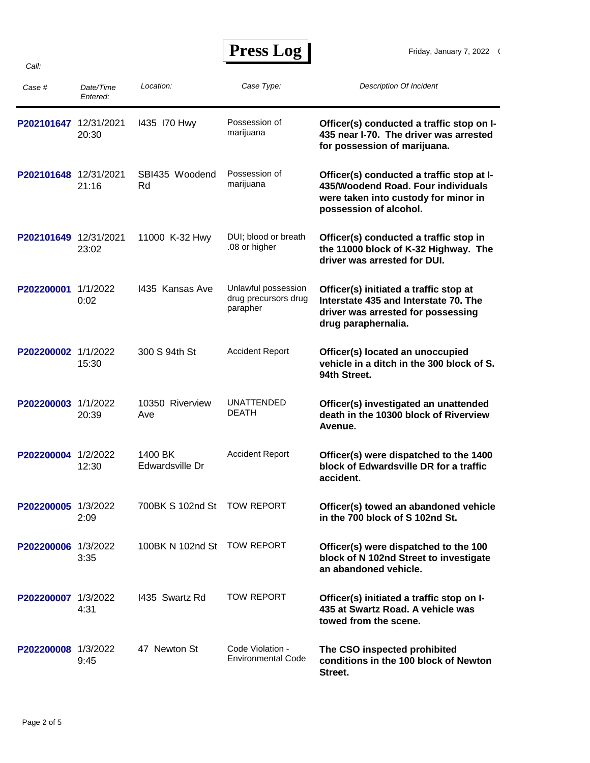# Press Log

Friday, January 7, 2022

Call:

| Case # | Date/Time Entered: | Location: | Case Type: | Description Of Incident |
|---|---|---|---|---|
| **P202101647** | 12/31/2021 20:30 | I435 I70 Hwy | Possession of marijuana | **Officer(s) conducted a traffic stop on I-435 near I-70. The driver was arrested for possession of marijuana.** |
| **P202101648** | 12/31/2021 21:16 | SBI435 Woodend Rd | Possession of marijuana | **Officer(s) conducted a traffic stop at I-435/Woodend Road. Four individuals were taken into custody for minor in possession of alcohol.** |
| **P202101649** | 12/31/2021 23:02 | 11000 K-32 Hwy | DUI; blood or breath .08 or higher | **Officer(s) conducted a traffic stop in the 11000 block of K-32 Highway. The driver was arrested for DUI.** |
| **P202200001** | 1/1/2022 0:02 | I435 Kansas Ave | Unlawful possession drug precursors drug parapher | **Officer(s) initiated a traffic stop at Interstate 435 and Interstate 70. The driver was arrested for possessing drug paraphernalia.** |
| **P202200002** | 1/1/2022 15:30 | 300 S 94th St | Accident Report | **Officer(s) located an unoccupied vehicle in a ditch in the 300 block of S. 94th Street.** |
| **P202200003** | 1/1/2022 20:39 | 10350 Riverview Ave | UNATTENDED DEATH | **Officer(s) investigated an unattended death in the 10300 block of Riverview Avenue.** |
| **P202200004** | 1/2/2022 12:30 | 1400 BK Edwardsville Dr | Accident Report | **Officer(s) were dispatched to the 1400 block of Edwardsville DR for a traffic accident.** |
| **P202200005** | 1/3/2022 2:09 | 700BK S 102nd St | TOW REPORT | **Officer(s) towed an abandoned vehicle in the 700 block of S 102nd St.** |
| **P202200006** | 1/3/2022 3:35 | 100BK N 102nd St | TOW REPORT | **Officer(s) were dispatched to the 100 block of N 102nd Street to investigate an abandoned vehicle.** |
| **P202200007** | 1/3/2022 4:31 | I435 Swartz Rd | TOW REPORT | **Officer(s) initiated a traffic stop on I-435 at Swartz Road. A vehicle was towed from the scene.** |
| **P202200008** | 1/3/2022 9:45 | 47 Newton St | Code Violation - Environmental Code | **The CSO inspected prohibited conditions in the 100 block of Newton Street.** |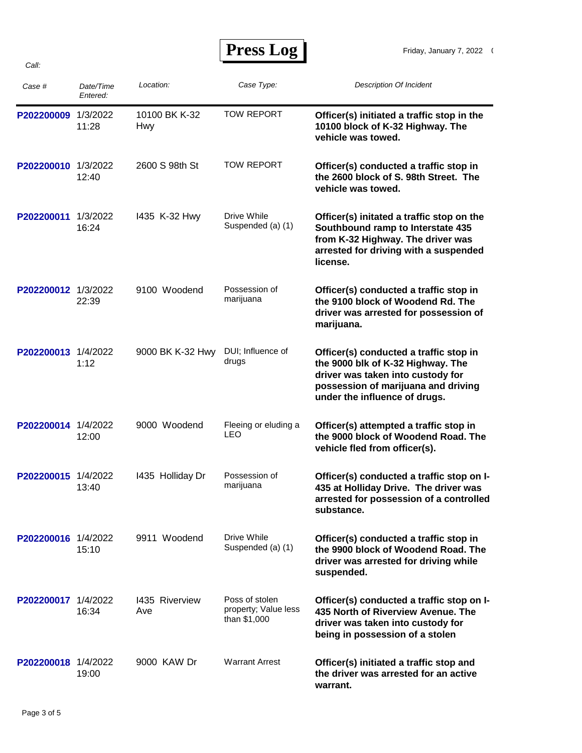# Press Log

Friday, January 7, 2022

*Call:*

| *Case #* | *Date/Time Entered:* | *Location:* | *Case Type:* | *Description Of Incident* |
|---|---|---|---|---|
| P202200009 | 1/3/2022 11:28 | 10100 BK K-32 Hwy | TOW REPORT | **Officer(s) initiated a traffic stop in the 10100 block of K-32 Highway. The vehicle was towed.** |
| P202200010 | 1/3/2022 12:40 | 2600 S 98th St | TOW REPORT | **Officer(s) conducted a traffic stop in the 2600 block of S. 98th Street. The vehicle was towed.** |
| P202200011 | 1/3/2022 16:24 | I435 K-32 Hwy | Drive While Suspended (a) (1) | **Officer(s) initated a traffic stop on the Southbound ramp to Interstate 435 from K-32 Highway. The driver was arrested for driving with a suspended license.** |
| P202200012 | 1/3/2022 22:39 | 9100 Woodend | Possession of marijuana | **Officer(s) conducted a traffic stop in the 9100 block of Woodend Rd. The driver was arrested for possession of marijuana.** |
| P202200013 | 1/4/2022 1:12 | 9000 BK K-32 Hwy | DUI; Influence of drugs | **Officer(s) conducted a traffic stop in the 9000 blk of K-32 Highway. The driver was taken into custody for possession of marijuana and driving under the influence of drugs.** |
| P202200014 | 1/4/2022 12:00 | 9000 Woodend | Fleeing or eluding a LEO | **Officer(s) attempted a traffic stop in the 9000 block of Woodend Road. The vehicle fled from officer(s).** |
| P202200015 | 1/4/2022 13:40 | I435 Holliday Dr | Possession of marijuana | **Officer(s) conducted a traffic stop on I-435 at Holliday Drive. The driver was arrested for possession of a controlled substance.** |
| P202200016 | 1/4/2022 15:10 | 9911 Woodend | Drive While Suspended (a) (1) | **Officer(s) conducted a traffic stop in the 9900 block of Woodend Road. The driver was arrested for driving while suspended.** |
| P202200017 | 1/4/2022 16:34 | I435 Riverview Ave | Poss of stolen property; Value less than $1,000 | **Officer(s) conducted a traffic stop on I-435 North of Riverview Avenue. The driver was taken into custody for being in possession of a stolen** |
| P202200018 | 1/4/2022 19:00 | 9000 KAW Dr | Warrant Arrest | **Officer(s) initiated a traffic stop and the driver was arrested for an active warrant.** |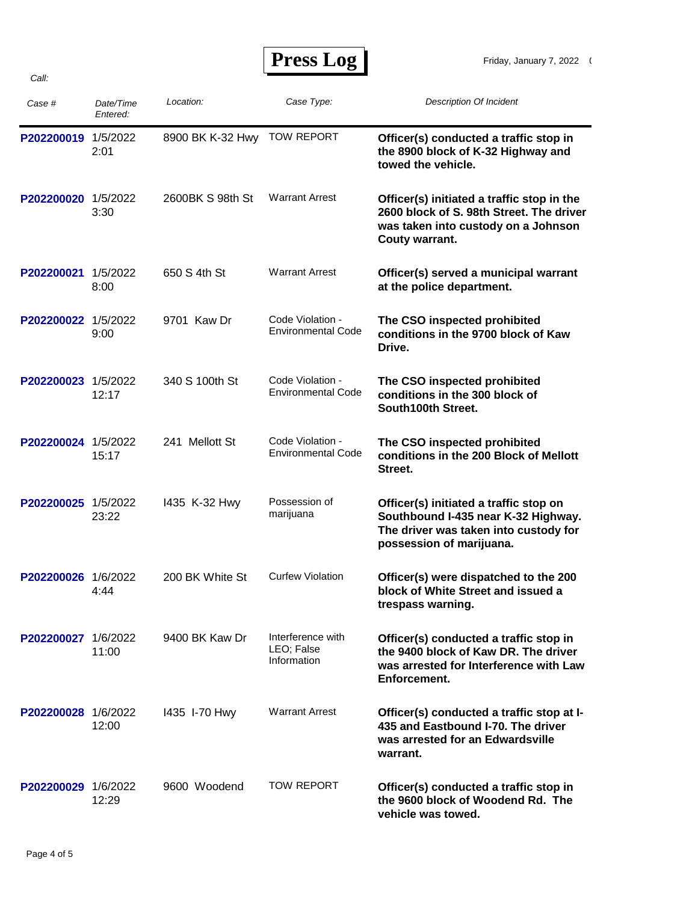# Press Log

Friday, January 7, 2022

*Call:*

| *Case #* | *Date/Time Entered:* | *Location:* | *Case Type:* | *Description Of Incident* |
|---|---|---|---|---|
| P202200019 | 1/5/2022 2:01 | 8900 BK K-32 Hwy | TOW REPORT | **Officer(s) conducted a traffic stop in the 8900 block of K-32 Highway and towed the vehicle.** |
| P202200020 | 1/5/2022 3:30 | 2600BK S 98th St | Warrant Arrest | **Officer(s) initiated a traffic stop in the 2600 block of S. 98th Street. The driver was taken into custody on a Johnson Couty warrant.** |
| P202200021 | 1/5/2022 8:00 | 650 S 4th St | Warrant Arrest | **Officer(s) served a municipal warrant at the police department.** |
| P202200022 | 1/5/2022 9:00 | 9701 Kaw Dr | Code Violation - Environmental Code | **The CSO inspected prohibited conditions in the 9700 block of Kaw Drive.** |
| P202200023 | 1/5/2022 12:17 | 340 S 100th St | Code Violation - Environmental Code | **The CSO inspected prohibited conditions in the 300 block of South100th Street.** |
| P202200024 | 1/5/2022 15:17 | 241 Mellott St | Code Violation - Environmental Code | **The CSO inspected prohibited conditions in the 200 Block of Mellott Street.** |
| P202200025 | 1/5/2022 23:22 | I435 K-32 Hwy | Possession of marijuana | **Officer(s) initiated a traffic stop on Southbound I-435 near K-32 Highway. The driver was taken into custody for possession of marijuana.** |
| P202200026 | 1/6/2022 4:44 | 200 BK White St | Curfew Violation | **Officer(s) were dispatched to the 200 block of White Street and issued a trespass warning.** |
| P202200027 | 1/6/2022 11:00 | 9400 BK Kaw Dr | Interference with LEO; False Information | **Officer(s) conducted a traffic stop in the 9400 block of Kaw DR. The driver was arrested for Interference with Law Enforcement.** |
| P202200028 | 1/6/2022 12:00 | I435 I-70 Hwy | Warrant Arrest | **Officer(s) conducted a traffic stop at I-435 and Eastbound I-70. The driver was arrested for an Edwardsville warrant.** |
| P202200029 | 1/6/2022 12:29 | 9600 Woodend | TOW REPORT | **Officer(s) conducted a traffic stop in the 9600 block of Woodend Rd. The vehicle was towed.** |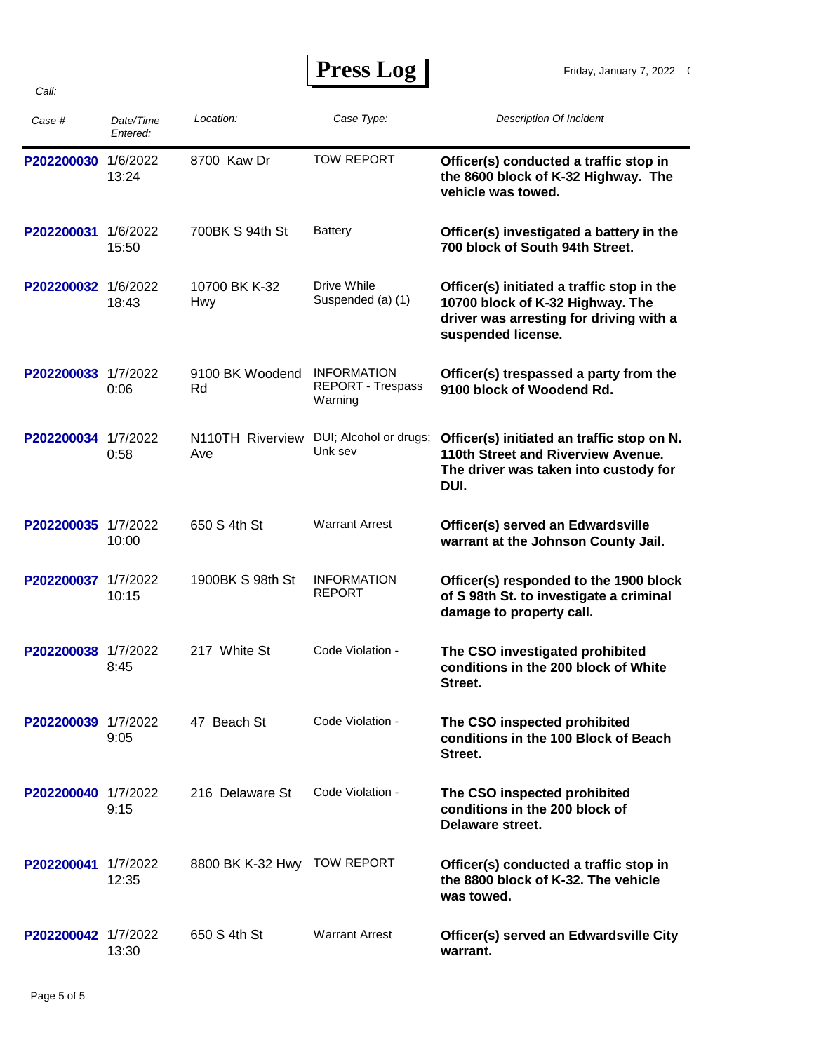# Press Log

Friday, January 7, 2022

*Call:*

| *Case #* | *Date/Time Entered:* | *Location:* | *Case Type:* | *Description Of Incident* |
|---|---|---|---|---|
| P202200030 | 1/6/2022 13:24 | 8700 Kaw Dr | TOW REPORT | **Officer(s) conducted a traffic stop in the 8600 block of K-32 Highway. The vehicle was towed.** |
| P202200031 | 1/6/2022 15:50 | 700BK S 94th St | Battery | **Officer(s) investigated a battery in the 700 block of South 94th Street.** |
| P202200032 | 1/6/2022 18:43 | 10700 BK K-32 Hwy | Drive While Suspended (a) (1) | **Officer(s) initiated a traffic stop in the 10700 block of K-32 Highway. The driver was arresting for driving with a suspended license.** |
| P202200033 | 1/7/2022 0:06 | 9100 BK Woodend Rd | INFORMATION REPORT - Trespass Warning | **Officer(s) trespassed a party from the 9100 block of Woodend Rd.** |
| P202200034 | 1/7/2022 0:58 | N110TH Riverview Ave | DUI; Alcohol or drugs; Unk sev | **Officer(s) initiated an traffic stop on N. 110th Street and Riverview Avenue. The driver was taken into custody for DUI.** |
| P202200035 | 1/7/2022 10:00 | 650 S 4th St | Warrant Arrest | **Officer(s) served an Edwardsville warrant at the Johnson County Jail.** |
| P202200037 | 1/7/2022 10:15 | 1900BK S 98th St | INFORMATION REPORT | **Officer(s) responded to the 1900 block of S 98th St. to investigate a criminal damage to property call.** |
| P202200038 | 1/7/2022 8:45 | 217 White St | Code Violation - | **The CSO investigated prohibited conditions in the 200 block of White Street.** |
| P202200039 | 1/7/2022 9:05 | 47 Beach St | Code Violation - | **The CSO inspected prohibited conditions in the 100 Block of Beach Street.** |
| P202200040 | 1/7/2022 9:15 | 216 Delaware St | Code Violation - | **The CSO inspected prohibited conditions in the 200 block of Delaware street.** |
| P202200041 | 1/7/2022 12:35 | 8800 BK K-32 Hwy | TOW REPORT | **Officer(s) conducted a traffic stop in the 8800 block of K-32. The vehicle was towed.** |
| P202200042 | 1/7/2022 13:30 | 650 S 4th St | Warrant Arrest | **Officer(s) served an Edwardsville City warrant.** |